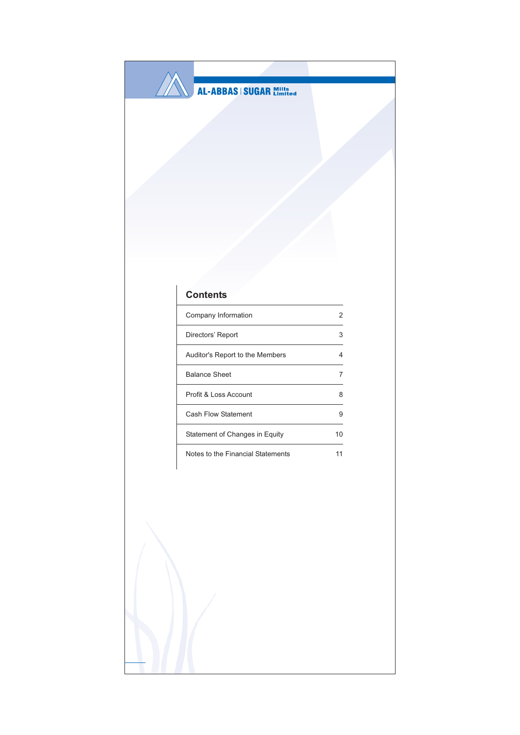AL-ABBAS | SUGAR Mills Limited

## Contents

| | |
|---|---|
| Company Information | 2 |
| Directors' Report | 3 |
| Auditor's Report to the Members | 4 |
| Balance Sheet | 7 |
| Profit & Loss Account | 8 |
| Cash Flow Statement | 9 |
| Statement of Changes in Equity | 10 |
| Notes to the Financial Statements | 11 |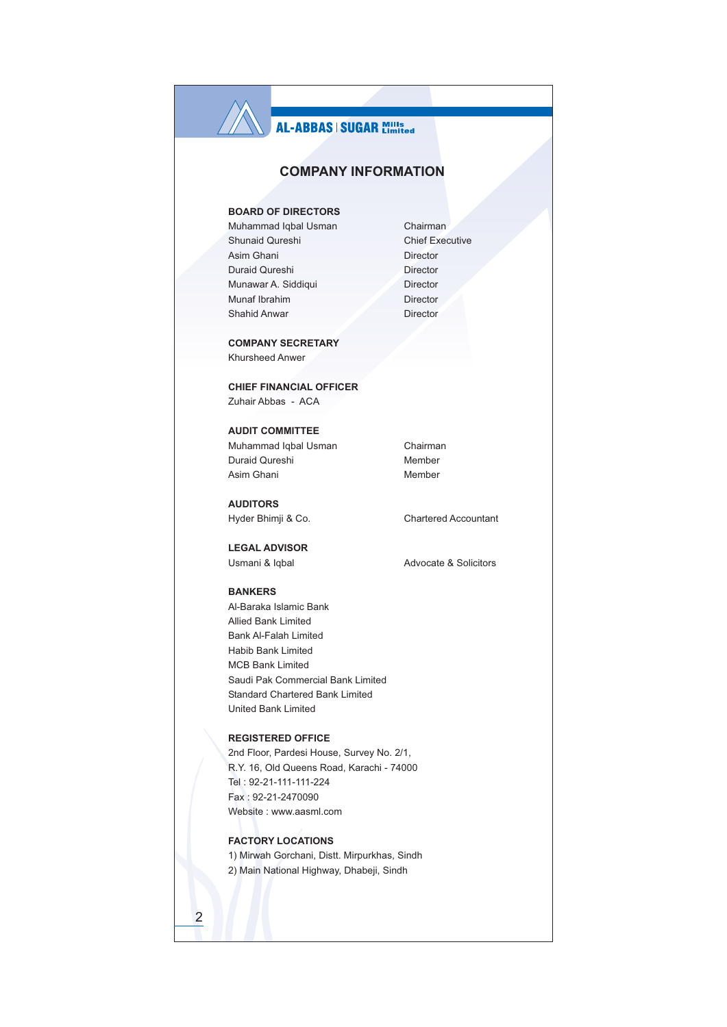AL-ABBAS | SUGAR Mills Limited

# COMPANY INFORMATION

## BOARD OF DIRECTORS

| | |
|---|---|
| Muhammad Iqbal Usman | Chairman |
| Shunaid Qureshi | Chief Executive |
| Asim Ghani | Director |
| Duraid Qureshi | Director |
| Munawar A. Siddiqui | Director |
| Munaf Ibrahim | Director |
| Shahid Anwar | Director |

## COMPANY SECRETARY

Khursheed Anwer

## CHIEF FINANCIAL OFFICER

Zuhair Abbas - ACA

## AUDIT COMMITTEE

| | |
|---|---|
| Muhammad Iqbal Usman | Chairman |
| Duraid Qureshi | Member |
| Asim Ghani | Member |

## AUDITORS

Hyder Bhimji & Co. — Chartered Accountant

## LEGAL ADVISOR

Usmani & Iqbal — Advocate & Solicitors

## BANKERS

Al-Baraka Islamic Bank
Allied Bank Limited
Bank Al-Falah Limited
Habib Bank Limited
MCB Bank Limited
Saudi Pak Commercial Bank Limited
Standard Chartered Bank Limited
United Bank Limited

## REGISTERED OFFICE

2nd Floor, Pardesi House, Survey No. 2/1,
R.Y. 16, Old Queens Road, Karachi - 74000
Tel : 92-21-111-111-224
Fax : 92-21-2470090
Website : www.aasml.com

## FACTORY LOCATIONS

1) Mirwah Gorchani, Distt. Mirpurkhas, Sindh
2) Main National Highway, Dhabeji, Sindh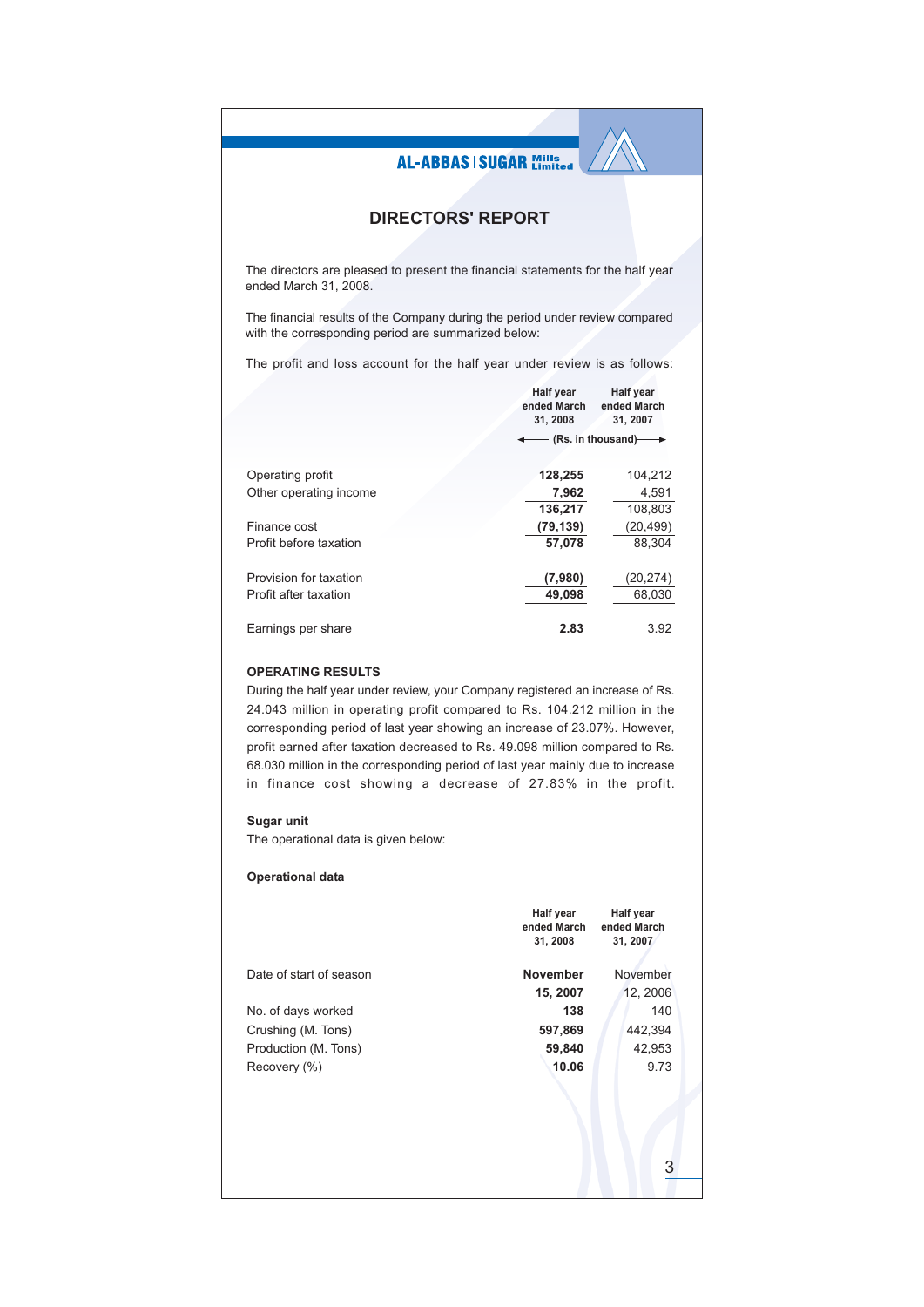# DIRECTORS' REPORT

The directors are pleased to present the financial statements for the half year ended March 31, 2008.

The financial results of the Company during the period under review compared with the corresponding period are summarized below:

The profit and loss account for the half year under review is as follows:

| | Half year ended March 31, 2008 | Half year ended March 31, 2007 |
|---|---|---|
| | (Rs. in thousand) | |
| Operating profit | **128,255** | 104,212 |
| Other operating income | **7,962** | 4,591 |
| | **136,217** | 108,803 |
| Finance cost | **(79,139)** | (20,499) |
| Profit before taxation | **57,078** | 88,304 |
| Provision for taxation | **(7,980)** | (20,274) |
| Profit after taxation | **49,098** | 68,030 |
| Earnings per share | **2.83** | 3.92 |

### OPERATING RESULTS

During the half year under review, your Company registered an increase of Rs. 24.043 million in operating profit compared to Rs. 104.212 million in the corresponding period of last year showing an increase of 23.07%. However, profit earned after taxation decreased to Rs. 49.098 million compared to Rs. 68.030 million in the corresponding period of last year mainly due to increase in finance cost showing a decrease of 27.83% in the profit.

### Sugar unit

The operational data is given below:

#### Operational data

| | Half year ended March 31, 2008 | Half year ended March 31, 2007 |
|---|---|---|
| Date of start of season | **November 15, 2007** | November 12, 2006 |
| No. of days worked | **138** | 140 |
| Crushing (M. Tons) | **597,869** | 442,394 |
| Production (M. Tons) | **59,840** | 42,953 |
| Recovery (%) | **10.06** | 9.73 |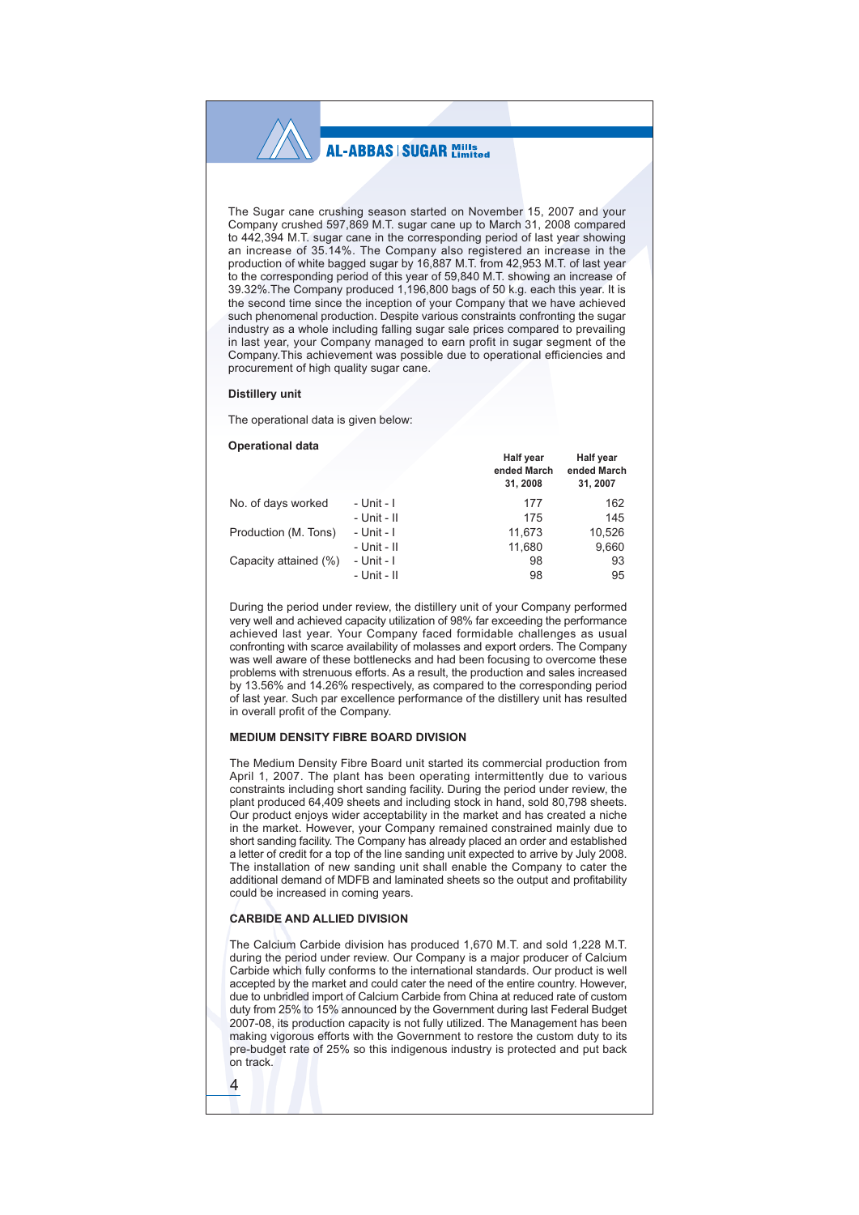The Sugar cane crushing season started on November 15, 2007 and your Company crushed 597,869 M.T. sugar cane up to March 31, 2008 compared to 442,394 M.T. sugar cane in the corresponding period of last year showing an increase of 35.14%. The Company also registered an increase in the production of white bagged sugar by 16,887 M.T. from 42,953 M.T. of last year to the corresponding period of this year of 59,840 M.T. showing an increase of 39.32%.The Company produced 1,196,800 bags of 50 k.g. each this year. It is the second time since the inception of your Company that we have achieved such phenomenal production. Despite various constraints confronting the sugar industry as a whole including falling sugar sale prices compared to prevailing in last year, your Company managed to earn profit in sugar segment of the Company.This achievement was possible due to operational efficiencies and procurement of high quality sugar cane.

**Distillery unit**

The operational data is given below:

**Operational data**

| | | Half year ended March 31, 2008 | Half year ended March 31, 2007 |
|---|---|---|---|
| No. of days worked | - Unit - I | 177 | 162 |
| | - Unit - II | 175 | 145 |
| Production (M. Tons) | - Unit - I | 11,673 | 10,526 |
| | - Unit - II | 11,680 | 9,660 |
| Capacity attained (%) | - Unit - I | 98 | 93 |
| | - Unit - II | 98 | 95 |

During the period under review, the distillery unit of your Company performed very well and achieved capacity utilization of 98% far exceeding the performance achieved last year. Your Company faced formidable challenges as usual confronting with scarce availability of molasses and export orders. The Company was well aware of these bottlenecks and had been focusing to overcome these problems with strenuous efforts. As a result, the production and sales increased by 13.56% and 14.26% respectively, as compared to the corresponding period of last year. Such par excellence performance of the distillery unit has resulted in overall profit of the Company.

**MEDIUM DENSITY FIBRE BOARD DIVISION**

The Medium Density Fibre Board unit started its commercial production from April 1, 2007. The plant has been operating intermittently due to various constraints including short sanding facility. During the period under review, the plant produced 64,409 sheets and including stock in hand, sold 80,798 sheets. Our product enjoys wider acceptability in the market and has created a niche in the market. However, your Company remained constrained mainly due to short sanding facility. The Company has already placed an order and established a letter of credit for a top of the line sanding unit expected to arrive by July 2008. The installation of new sanding unit shall enable the Company to cater the additional demand of MDFB and laminated sheets so the output and profitability could be increased in coming years.

**CARBIDE AND ALLIED DIVISION**

The Calcium Carbide division has produced 1,670 M.T. and sold 1,228 M.T. during the period under review. Our Company is a major producer of Calcium Carbide which fully conforms to the international standards. Our product is well accepted by the market and could cater the need of the entire country. However, due to unbridled import of Calcium Carbide from China at reduced rate of custom duty from 25% to 15% announced by the Government during last Federal Budget 2007-08, its production capacity is not fully utilized. The Management has been making vigorous efforts with the Government to restore the custom duty to its pre-budget rate of 25% so this indigenous industry is protected and put back on track.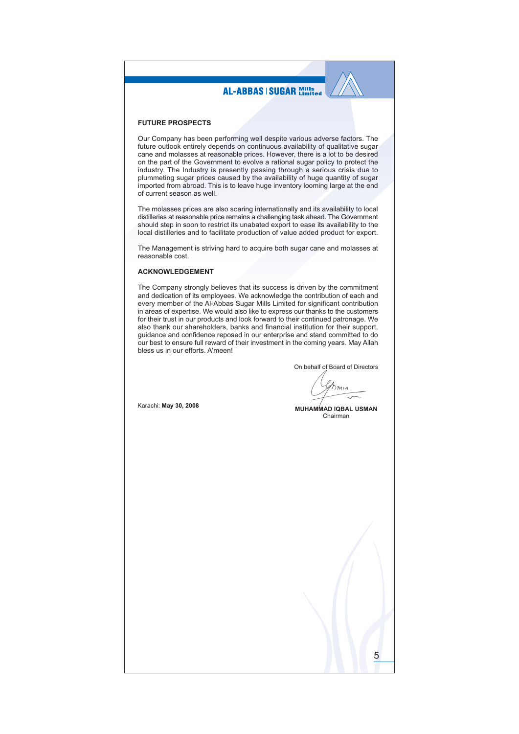## FUTURE PROSPECTS

Our Company has been performing well despite various adverse factors. The future outlook entirely depends on continuous availability of qualitative sugar cane and molasses at reasonable prices. However, there is a lot to be desired on the part of the Government to evolve a rational sugar policy to protect the industry. The Industry is presently passing through a serious crisis due to plummeting sugar prices caused by the availability of huge quantity of sugar imported from abroad. This is to leave huge inventory looming large at the end of current season as well.

The molasses prices are also soaring internationally and its availability to local distilleries at reasonable price remains a challenging task ahead. The Government should step in soon to restrict its unabated export to ease its availability to the local distilleries and to facilitate production of value added product for export.

The Management is striving hard to acquire both sugar cane and molasses at reasonable cost.

## ACKNOWLEDGEMENT

The Company strongly believes that its success is driven by the commitment and dedication of its employees. We acknowledge the contribution of each and every member of the Al-Abbas Sugar Mills Limited for significant contribution in areas of expertise. We would also like to express our thanks to the customers for their trust in our products and look forward to their continued patronage. We also thank our shareholders, banks and financial institution for their support, guidance and confidence reposed in our enterprise and stand committed to do our best to ensure full reward of their investment in the coming years. May Allah bless us in our efforts. A'meen!

On behalf of Board of Directors

**MUHAMMAD IQBAL USMAN**
Chairman

Karachi: **May 30, 2008**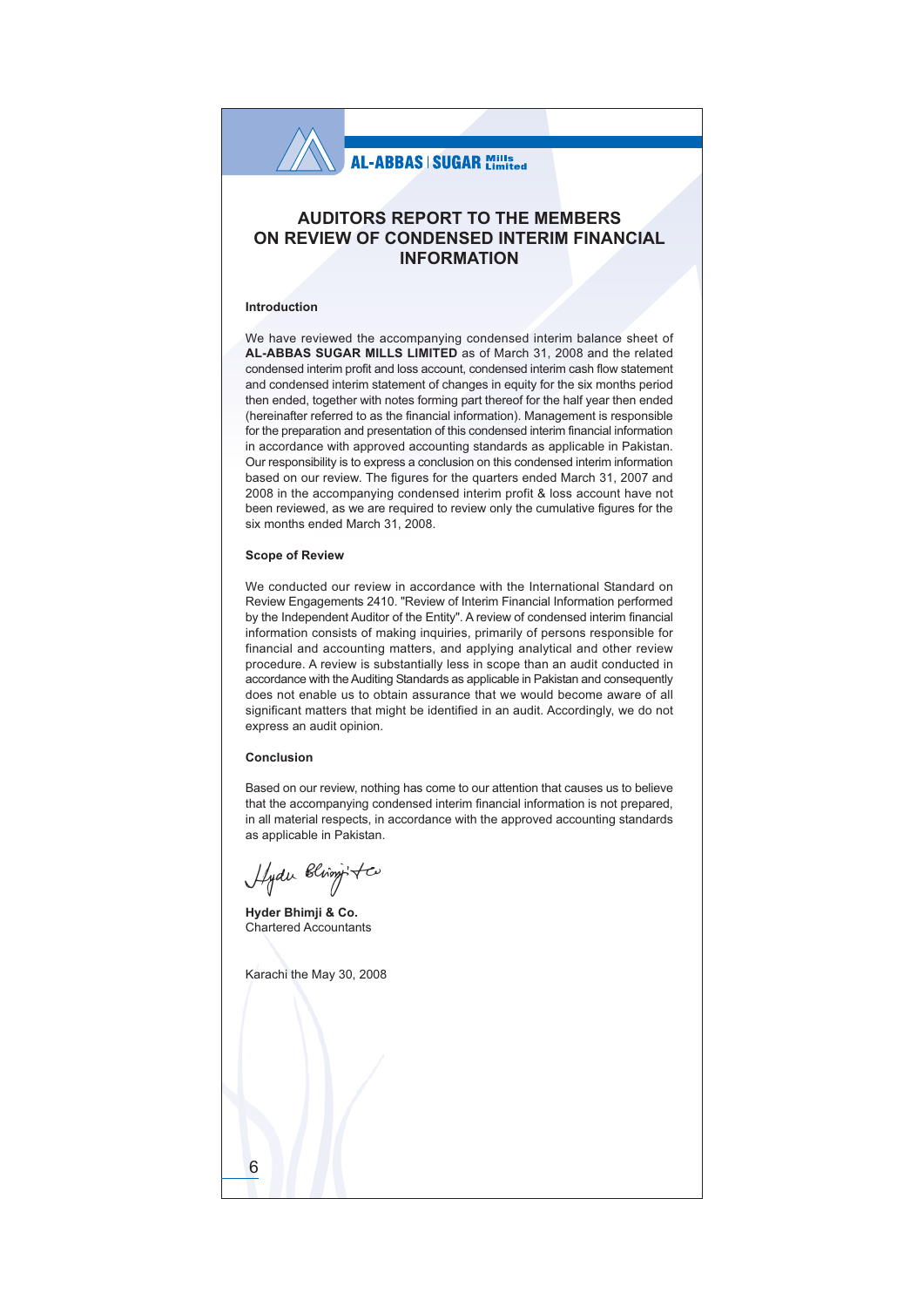# AUDITORS REPORT TO THE MEMBERS ON REVIEW OF CONDENSED INTERIM FINANCIAL INFORMATION

## Introduction

We have reviewed the accompanying condensed interim balance sheet of **AL-ABBAS SUGAR MILLS LIMITED** as of March 31, 2008 and the related condensed interim profit and loss account, condensed interim cash flow statement and condensed interim statement of changes in equity for the six months period then ended, together with notes forming part thereof for the half year then ended (hereinafter referred to as the financial information). Management is responsible for the preparation and presentation of this condensed interim financial information in accordance with approved accounting standards as applicable in Pakistan. Our responsibility is to express a conclusion on this condensed interim information based on our review. The figures for the quarters ended March 31, 2007 and 2008 in the accompanying condensed interim profit & loss account have not been reviewed, as we are required to review only the cumulative figures for the six months ended March 31, 2008.

## Scope of Review

We conducted our review in accordance with the International Standard on Review Engagements 2410. "Review of Interim Financial Information performed by the Independent Auditor of the Entity". A review of condensed interim financial information consists of making inquiries, primarily of persons responsible for financial and accounting matters, and applying analytical and other review procedure. A review is substantially less in scope than an audit conducted in accordance with the Auditing Standards as applicable in Pakistan and consequently does not enable us to obtain assurance that we would become aware of all significant matters that might be identified in an audit. Accordingly, we do not express an audit opinion.

## Conclusion

Based on our review, nothing has come to our attention that causes us to believe that the accompanying condensed interim financial information is not prepared, in all material respects, in accordance with the approved accounting standards as applicable in Pakistan.

**Hyder Bhimji & Co.**
Chartered Accountants

Karachi the May 30, 2008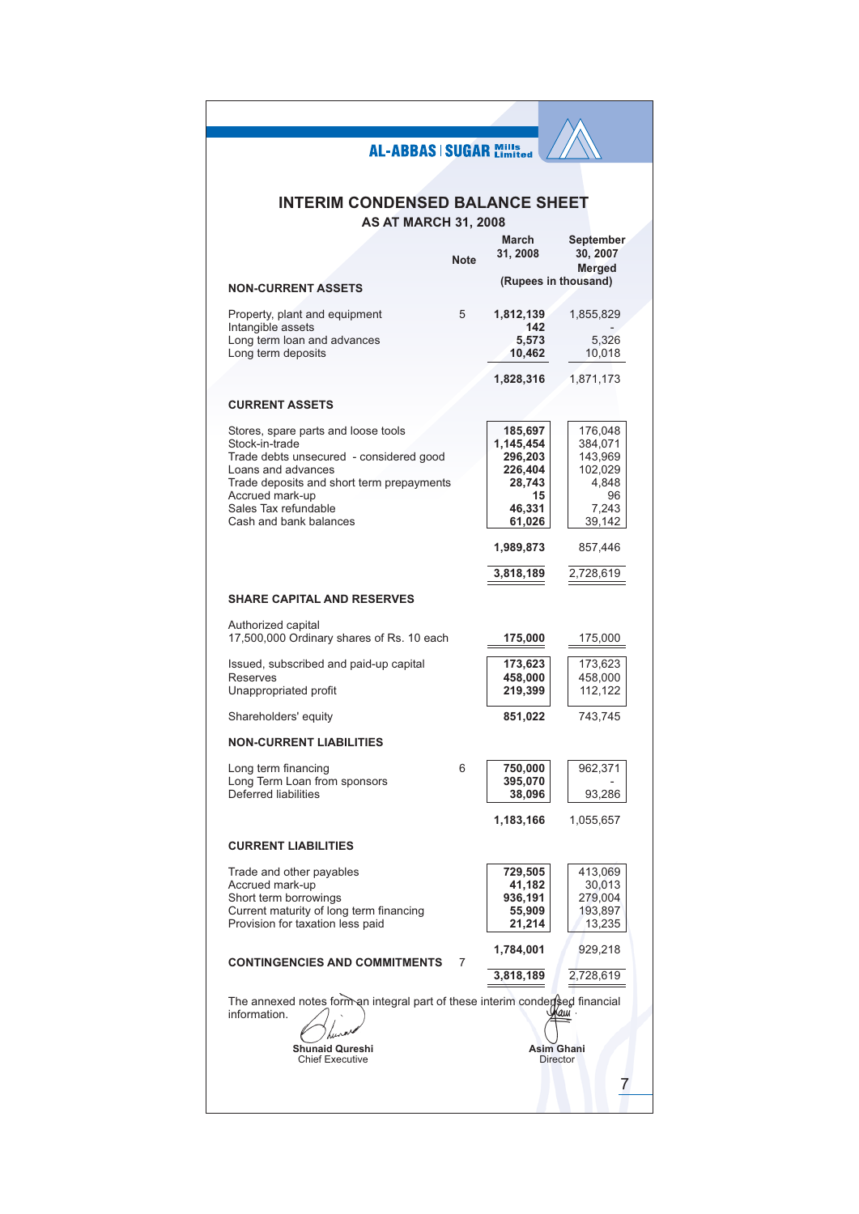AL-ABBAS | SUGAR Mills Limited

# INTERIM CONDENSED BALANCE SHEET

## AS AT MARCH 31, 2008

| | Note | March 31, 2008 | September 30, 2007 Merged |
|---|---|---|---|
| | | (Rupees in thousand) | |
| **NON-CURRENT ASSETS** | | | |
| Property, plant and equipment | 5 | **1,812,139** | 1,855,829 |
| Intangible assets | | **142** | - |
| Long term loan and advances | | **5,573** | 5,326 |
| Long term deposits | | **10,462** | 10,018 |
| | | **1,828,316** | 1,871,173 |
| **CURRENT ASSETS** | | | |
| Stores, spare parts and loose tools | | **185,697** | 176,048 |
| Stock-in-trade | | **1,145,454** | 384,071 |
| Trade debts unsecured - considered good | | **296,203** | 143,969 |
| Loans and advances | | **226,404** | 102,029 |
| Trade deposits and short term prepayments | | **28,743** | 4,848 |
| Accrued mark-up | | **15** | 96 |
| Sales Tax refundable | | **46,331** | 7,243 |
| Cash and bank balances | | **61,026** | 39,142 |
| | | **1,989,873** | 857,446 |
| | | **3,818,189** | 2,728,619 |
| **SHARE CAPITAL AND RESERVES** | | | |
| Authorized capital | | | |
| 17,500,000 Ordinary shares of Rs. 10 each | | **175,000** | 175,000 |
| Issued, subscribed and paid-up capital | | **173,623** | 173,623 |
| Reserves | | **458,000** | 458,000 |
| Unappropriated profit | | **219,399** | 112,122 |
| Shareholders' equity | | **851,022** | 743,745 |
| **NON-CURRENT LIABILITIES** | | | |
| Long term financing | 6 | **750,000** | 962,371 |
| Long Term Loan from sponsors | | **395,070** | - |
| Deferred liabilities | | **38,096** | 93,286 |
| | | **1,183,166** | 1,055,657 |
| **CURRENT LIABILITIES** | | | |
| Trade and other payables | | **729,505** | 413,069 |
| Accrued mark-up | | **41,182** | 30,013 |
| Short term borrowings | | **936,191** | 279,004 |
| Current maturity of long term financing | | **55,909** | 193,897 |
| Provision for taxation less paid | | **21,214** | 13,235 |
| | | **1,784,001** | 929,218 |
| **CONTINGENCIES AND COMMITMENTS** | 7 | | |
| | | **3,818,189** | 2,728,619 |

The annexed notes form an integral part of these interim condensed financial information.

**Shunaid Qureshi**
Chief Executive

**Asim Ghani**
Director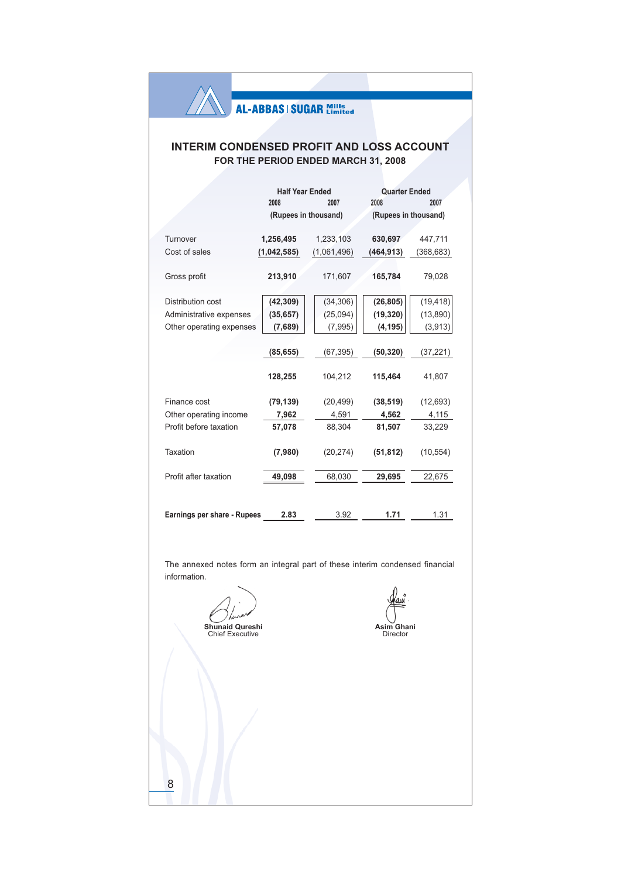AL-ABBAS | SUGAR Mills Limited

# INTERIM CONDENSED PROFIT AND LOSS ACCOUNT

## FOR THE PERIOD ENDED MARCH 31, 2008

| | Half Year Ended | | Quarter Ended | |
|---|---|---|---|---|
| | 2008 | 2007 | 2008 | 2007 |
| | (Rupees in thousand) | | (Rupees in thousand) | |
| Turnover | **1,256,495** | 1,233,103 | **630,697** | 447,711 |
| Cost of sales | **(1,042,585)** | (1,061,496) | **(464,913)** | (368,683) |
| Gross profit | **213,910** | 171,607 | **165,784** | 79,028 |
| Distribution cost | **(42,309)** | (34,306) | **(26,805)** | (19,418) |
| Administrative expenses | **(35,657)** | (25,094) | **(19,320)** | (13,890) |
| Other operating expenses | **(7,689)** | (7,995) | **(4,195)** | (3,913) |
| | **(85,655)** | (67,395) | **(50,320)** | (37,221) |
| | **128,255** | 104,212 | **115,464** | 41,807 |
| Finance cost | **(79,139)** | (20,499) | **(38,519)** | (12,693) |
| Other operating income | **7,962** | 4,591 | **4,562** | 4,115 |
| Profit before taxation | **57,078** | 88,304 | **81,507** | 33,229 |
| Taxation | **(7,980)** | (20,274) | **(51,812)** | (10,554) |
| Profit after taxation | **49,098** | 68,030 | **29,695** | 22,675 |
| **Earnings per share - Rupees** | **2.83** | 3.92 | **1.71** | 1.31 |

The annexed notes form an integral part of these interim condensed financial information.

**Shunaid Qureshi**
Chief Executive

**Asim Ghani**
Director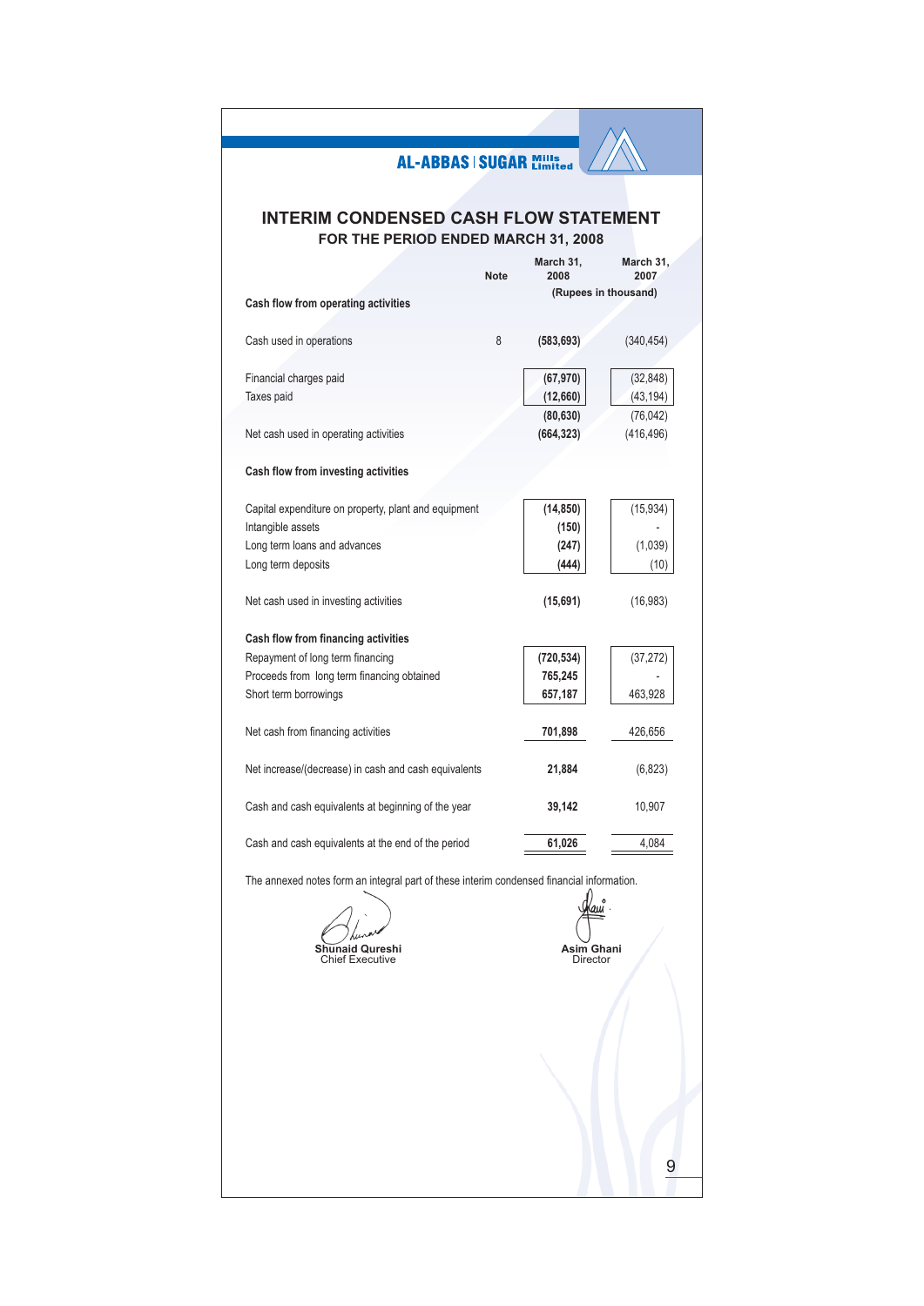AL-ABBAS | SUGAR Mills Limited

# INTERIM CONDENSED CASH FLOW STATEMENT

## FOR THE PERIOD ENDED MARCH 31, 2008

| | Note | March 31, 2008 | March 31, 2007 |
|---|---|---|---|
| | | (Rupees in thousand) | |
| **Cash flow from operating activities** | | | |
| Cash used in operations | 8 | **(583,693)** | (340,454) |
| Financial charges paid | | **(67,970)** | (32,848) |
| Taxes paid | | **(12,660)** | (43,194) |
| | | **(80,630)** | (76,042) |
| Net cash used in operating activities | | **(664,323)** | (416,496) |
| **Cash flow from investing activities** | | | |
| Capital expenditure on property, plant and equipment | | **(14,850)** | (15,934) |
| Intangible assets | | **(150)** | - |
| Long term loans and advances | | **(247)** | (1,039) |
| Long term deposits | | **(444)** | (10) |
| Net cash used in investing activities | | **(15,691)** | (16,983) |
| **Cash flow from financing activities** | | | |
| Repayment of long term financing | | **(720,534)** | (37,272) |
| Proceeds from long term financing obtained | | **765,245** | - |
| Short term borrowings | | **657,187** | 463,928 |
| Net cash from financing activities | | **701,898** | 426,656 |
| Net increase/(decrease) in cash and cash equivalents | | **21,884** | (6,823) |
| Cash and cash equivalents at beginning of the year | | **39,142** | 10,907 |
| Cash and cash equivalents at the end of the period | | **61,026** | 4,084 |

The annexed notes form an integral part of these interim condensed financial information.

**Shunaid Qureshi**
Chief Executive

**Asim Ghani**
Director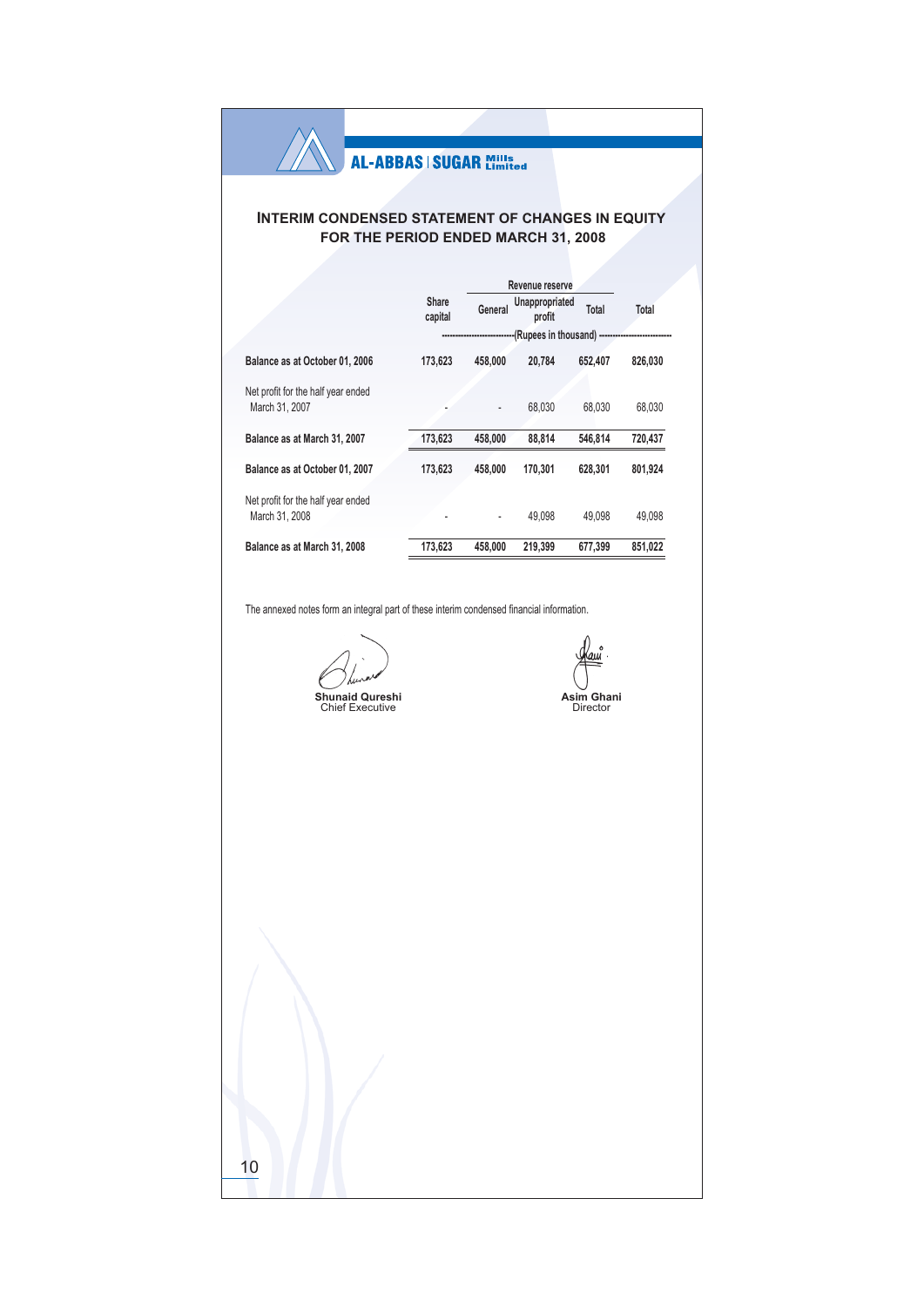AL-ABBAS | SUGAR Mills Limited

# INTERIM CONDENSED STATEMENT OF CHANGES IN EQUITY FOR THE PERIOD ENDED MARCH 31, 2008

| | Share capital | Revenue reserve | | | Total |
|---|---|---|---|---|---|
| | | General | Unappropriated profit | Total | |
| | ----------------------- | ----------------------- | (Rupees in thousand) | ----------------------- | ----------------------- |
| **Balance as at October 01, 2006** | **173,623** | **458,000** | **20,784** | **652,407** | **826,030** |
| Net profit for the half year ended March 31, 2007 | - | - | 68,030 | 68,030 | 68,030 |
| **Balance as at March 31, 2007** | **173,623** | **458,000** | **88,814** | **546,814** | **720,437** |
| **Balance as at October 01, 2007** | **173,623** | **458,000** | **170,301** | **628,301** | **801,924** |
| Net profit for the half year ended March 31, 2008 | - | - | 49,098 | 49,098 | 49,098 |
| **Balance as at March 31, 2008** | **173,623** | **458,000** | **219,399** | **677,399** | **851,022** |

The annexed notes form an integral part of these interim condensed financial information.

**Shunaid Qureshi**
Chief Executive

**Asim Ghani**
Director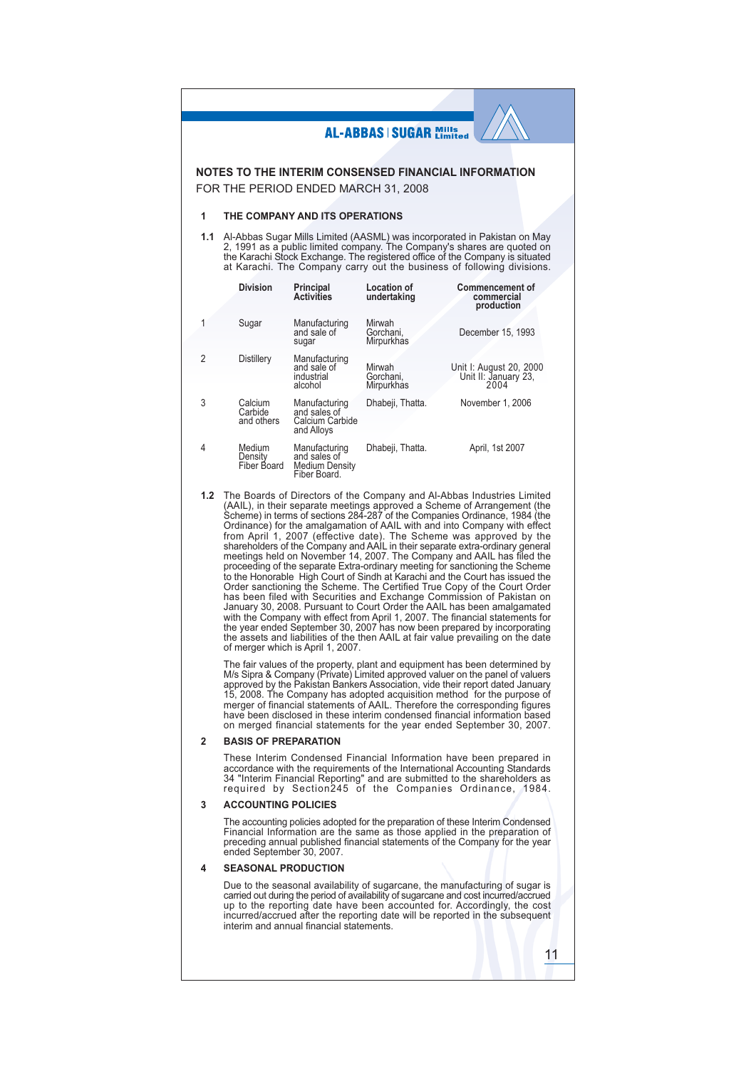# NOTES TO THE INTERIM CONSENSED FINANCIAL INFORMATION

FOR THE PERIOD ENDED MARCH 31, 2008

## 1 THE COMPANY AND ITS OPERATIONS

**1.1** Al-Abbas Sugar Mills Limited (AASML) was incorporated in Pakistan on May 2, 1991 as a public limited company. The Company's shares are quoted on the Karachi Stock Exchange. The registered office of the Company is situated at Karachi. The Company carry out the business of following divisions.

| | Division | Principal Activities | Location of undertaking | Commencement of commercial production |
|---|---|---|---|---|
| 1 | Sugar | Manufacturing and sale of sugar | Mirwah Gorchani, Mirpurkhas | December 15, 1993 |
| 2 | Distillery | Manufacturing and sale of industrial alcohol | Mirwah Gorchani, Mirpurkhas | Unit I: August 20, 2000 Unit II: January 23, 2004 |
| 3 | Calcium Carbide and others | Manufacturing and sales of Calcium Carbide and Alloys | Dhabeji, Thatta. | November 1, 2006 |
| 4 | Medium Density Fiber Board | Manufacturing and sales of Medium Density Fiber Board. | Dhabeji, Thatta. | April, 1st 2007 |

**1.2** The Boards of Directors of the Company and Al-Abbas Industries Limited (AAIL), in their separate meetings approved a Scheme of Arrangement (the Scheme) in terms of sections 284-287 of the Companies Ordinance, 1984 (the Ordinance) for the amalgamation of AAIL with and into Company with effect from April 1, 2007 (effective date). The Scheme was approved by the shareholders of the Company and AAIL in their separate extra-ordinary general meetings held on November 14, 2007. The Company and AAIL has filed the proceeding of the separate Extra-ordinary meeting for sanctioning the Scheme to the Honorable High Court of Sindh at Karachi and the Court has issued the Order sanctioning the Scheme. The Certified True Copy of the Court Order has been filed with Securities and Exchange Commission of Pakistan on January 30, 2008. Pursuant to Court Order the AAIL has been amalgamated with the Company with effect from April 1, 2007. The financial statements for the year ended September 30, 2007 has now been prepared by incorporating the assets and liabilities of the then AAIL at fair value prevailing on the date of merger which is April 1, 2007.

The fair values of the property, plant and equipment has been determined by M/s Sipra & Company (Private) Limited approved valuer on the panel of valuers approved by the Pakistan Bankers Association, vide their report dated January 15, 2008. The Company has adopted acquisition method for the purpose of merger of financial statements of AAIL. Therefore the corresponding figures have been disclosed in these interim condensed financial information based on merged financial statements for the year ended September 30, 2007.

## 2 BASIS OF PREPARATION

These Interim Condensed Financial Information have been prepared in accordance with the requirements of the International Accounting Standards 34 "Interim Financial Reporting" and are submitted to the shareholders as required by Section245 of the Companies Ordinance, 1984.

## 3 ACCOUNTING POLICIES

The accounting policies adopted for the preparation of these Interim Condensed Financial Information are the same as those applied in the preparation of preceding annual published financial statements of the Company for the year ended September 30, 2007.

## 4 SEASONAL PRODUCTION

Due to the seasonal availability of sugarcane, the manufacturing of sugar is carried out during the period of availability of sugarcane and cost incurred/accrued up to the reporting date have been accounted for. Accordingly, the cost incurred/accrued after the reporting date will be reported in the subsequent interim and annual financial statements.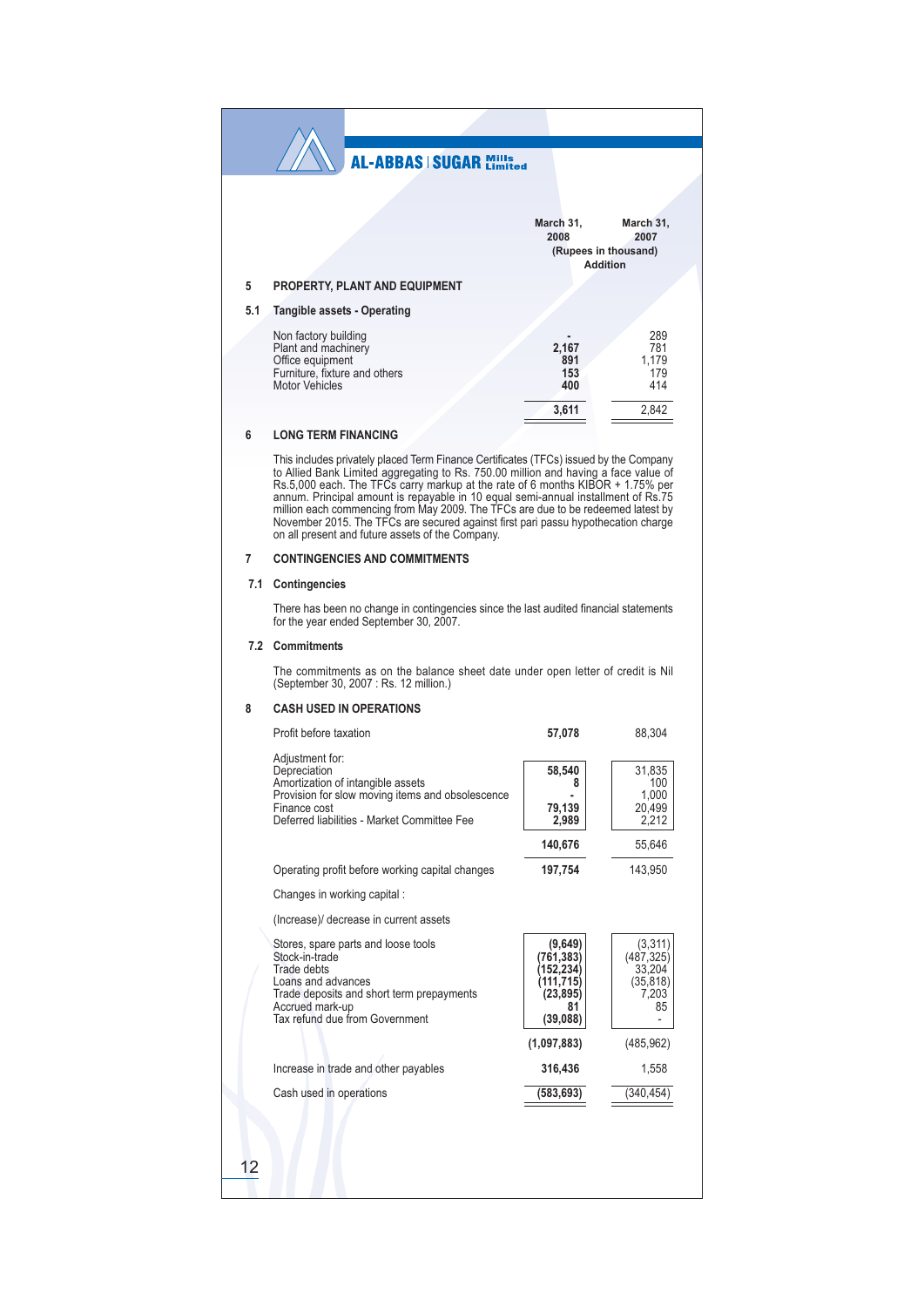| | March 31, 2008 | March 31, 2007 |
|---|---|---|
| | (Rupees in thousand) | |
| | Addition | |

## 5 PROPERTY, PLANT AND EQUIPMENT

### 5.1 Tangible assets - Operating

| | March 31, 2008 | March 31, 2007 |
|---|---|---|
| Non factory building | - | 289 |
| Plant and machinery | 2,167 | 781 |
| Office equipment | 891 | 1,179 |
| Furniture, fixture and others | 153 | 179 |
| Motor Vehicles | 400 | 414 |
| | **3,611** | 2,842 |

## 6 LONG TERM FINANCING

This includes privately placed Term Finance Certificates (TFCs) issued by the Company to Allied Bank Limited aggregating to Rs. 750.00 million and having a face value of Rs.5,000 each. The TFCs carry markup at the rate of 6 months KIBOR + 1.75% per annum. Principal amount is repayable in 10 equal semi-annual installment of Rs.75 million each commencing from May 2009. The TFCs are due to be redeemed latest by November 2015. The TFCs are secured against first pari passu hypothecation charge on all present and future assets of the Company.

## 7 CONTINGENCIES AND COMMITMENTS

### 7.1 Contingencies

There has been no change in contingencies since the last audited financial statements for the year ended September 30, 2007.

### 7.2 Commitments

The commitments as on the balance sheet date under open letter of credit is Nil (September 30, 2007 : Rs. 12 million.)

## 8 CASH USED IN OPERATIONS

| | March 31, 2008 | March 31, 2007 |
|---|---|---|
| Profit before taxation | **57,078** | 88,304 |
| Adjustment for: | | |
| Depreciation | **58,540** | 31,835 |
| Amortization of intangible assets | **8** | 100 |
| Provision for slow moving items and obsolescence | **-** | 1,000 |
| Finance cost | **79,139** | 20,499 |
| Deferred liabilities - Market Committee Fee | **2,989** | 2,212 |
| | **140,676** | 55,646 |
| Operating profit before working capital changes | **197,754** | 143,950 |
| Changes in working capital : | | |
| (Increase)/ decrease in current assets | | |
| Stores, spare parts and loose tools | **(9,649)** | (3,311) |
| Stock-in-trade | **(761,383)** | (487,325) |
| Trade debts | **(152,234)** | 33,204 |
| Loans and advances | **(111,715)** | (35,818) |
| Trade deposits and short term prepayments | **(23,895)** | 7,203 |
| Accrued mark-up | **81** | 85 |
| Tax refund due from Government | **(39,088)** | - |
| | **(1,097,883)** | (485,962) |
| Increase in trade and other payables | **316,436** | 1,558 |
| Cash used in operations | **(583,693)** | (340,454) |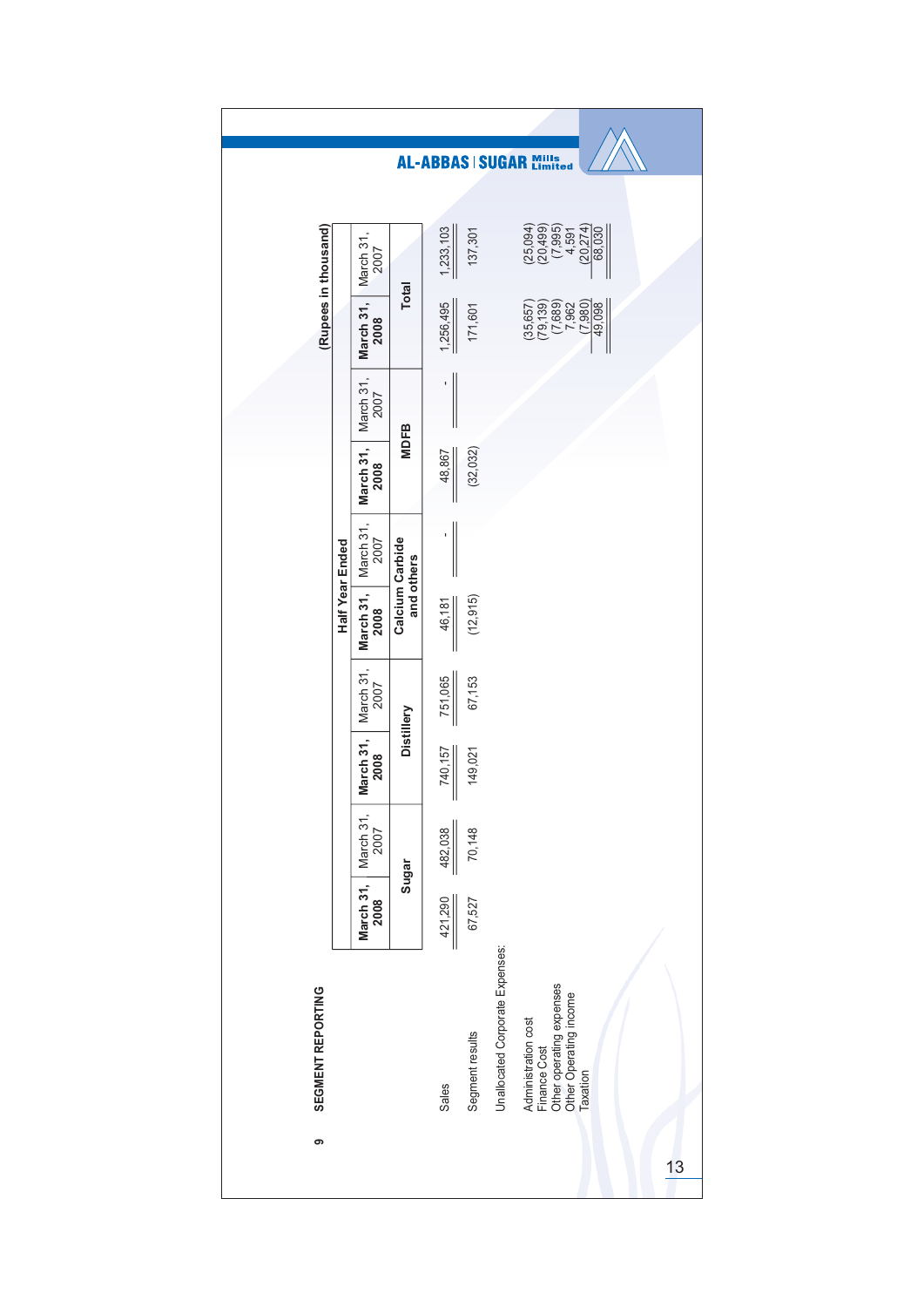## 9 SEGMENT REPORTING

(Rupees in thousand)

| | Half Year Ended | | | | | | | | | |
|---|---|---|---|---|---|---|---|---|---|---|
| | **March 31, 2008** | March 31, 2007 | **March 31, 2008** | March 31, 2007 | **March 31, 2008** | March 31, 2007 | **March 31, 2008** | March 31, 2007 | **March 31, 2008** | March 31, 2007 |
| | **Sugar** | | **Distillery** | | **Calcium Carbide and others** | | **MDFB** | | **Total** | |
| Sales | 421,290 | 482,038 | 740,157 | 751,065 | 46,181 | - | 48,867 | - | 1,256,495 | 1,233,103 |
| Segment results | 67,527 | 70,148 | 149,021 | 67,153 | (12,915) | | (32,032) | | 171,601 | 137,301 |
| Unallocated Corporate Expenses: | | | | | | | | | | |
| Administration cost | | | | | | | | | (35,657) | (25,094) |
| Finance Cost | | | | | | | | | (79,139) | (20,499) |
| Other operating expenses | | | | | | | | | (7,689) | (7,995) |
| Other Operating income | | | | | | | | | 7,962 | 4,591 |
| Taxation | | | | | | | | | (7,980) | (20,274) |
| | | | | | | | | | 49,098 | 68,030 |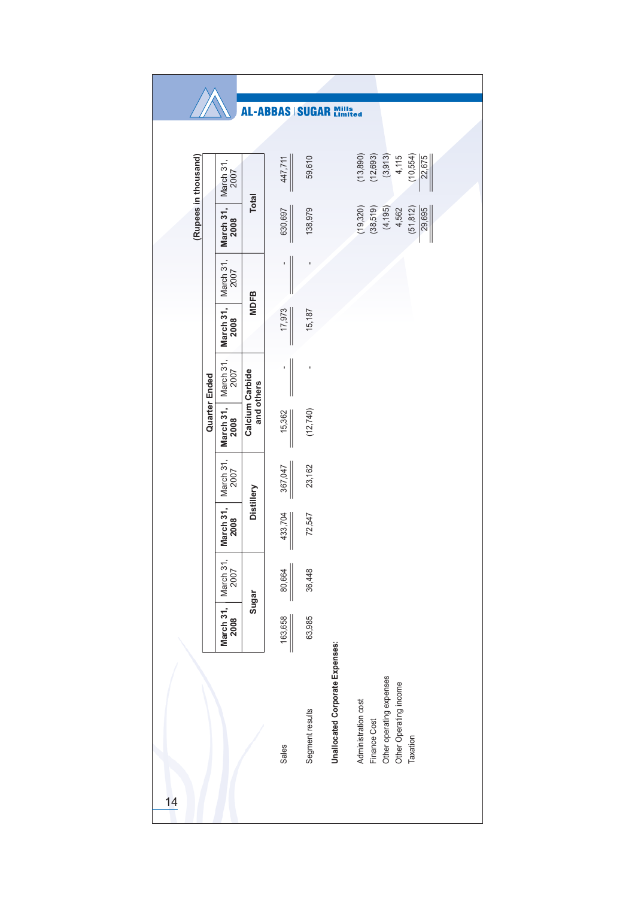(Rupees in thousand)

| | Quarter Ended | | | | | | | | | |
|---|---|---|---|---|---|---|---|---|---|---|
| | **March 31, 2008** | March 31, 2007 | **March 31, 2008** | March 31, 2007 | **March 31, 2008** | March 31, 2007 | **March 31, 2008** | March 31, 2007 | **March 31, 2008** | March 31, 2007 |
| | **Sugar** | | **Distillery** | | **Calcium Carbide and others** | | **MDFB** | | **Total** | |
| Sales | 163,658 | 80,664 | 433,704 | 367,047 | 15,362 | - | 17,973 | - | 630,697 | 447,711 |
| Segment results | 63,985 | 36,448 | 72,547 | 23,162 | (12,740) | - | 15,187 | - | 138,979 | 59,610 |
| **Unallocated Corporate Expenses:** | | | | | | | | | | |
| Administration cost | | | | | | | | | (19,320) | (13,890) |
| Finance Cost | | | | | | | | | (38,519) | (12,693) |
| Other operating expenses | | | | | | | | | (4,195) | (3,913) |
| Other Operating income | | | | | | | | | 4,562 | 4,115 |
| Taxation | | | | | | | | | (51,812) | (10,554) |
| | | | | | | | | | 29,695 | 22,675 |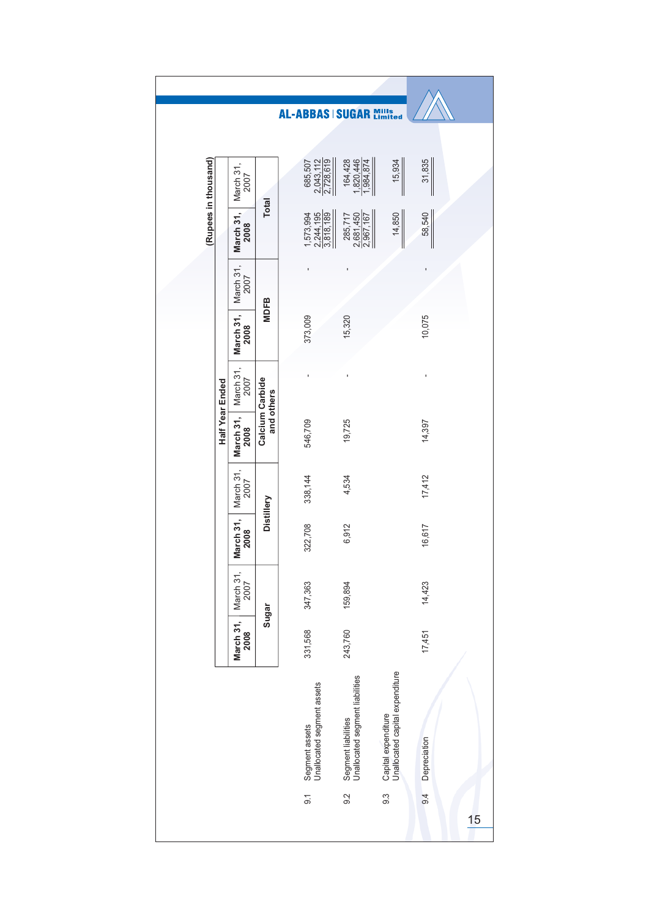(Rupees in thousand)

| | | Half Year Ended | | | | | | | | | |
|---|---|---|---|---|---|---|---|---|---|---|---|
| | | Sugar | | Distillery | | Calcium Carbide and others | | MDFB | | Total | |
| | | **March 31, 2008** | March 31, 2007 | **March 31, 2008** | March 31, 2007 | **March 31, 2008** | March 31, 2007 | **March 31, 2008** | March 31, 2007 | **March 31, 2008** | March 31, 2007 |
| 9.1 | Segment assets | 331,568 | 347,363 | 322,708 | 338,144 | 546,709 | - | 373,009 | - | 1,573,994 | 685,507 |
| | Unallocated segment assets | | | | | | | | | 2,244,195 | 2,043,112 |
| | | | | | | | | | | 3,818,189 | 2,728,619 |
| 9.2 | Segment liabilities | 243,760 | 159,894 | 6,912 | 4,534 | 19,725 | - | 15,320 | - | 285,717 | 164,428 |
| | Unallocated segment liabilities | | | | | | | | | 2,681,450 | 1,820,446 |
| | | | | | | | | | | 2,967,167 | 1,984,874 |
| 9.3 | Capital expenditure | | | | | | | | | | |
| | Unallocated capital expenditure | | | | | | | | | 14,850 | 15,934 |
| 9.4 | Depreciation | 17,451 | 14,423 | 16,617 | 17,412 | 14,397 | - | 10,075 | - | 58,540 | 31,835 |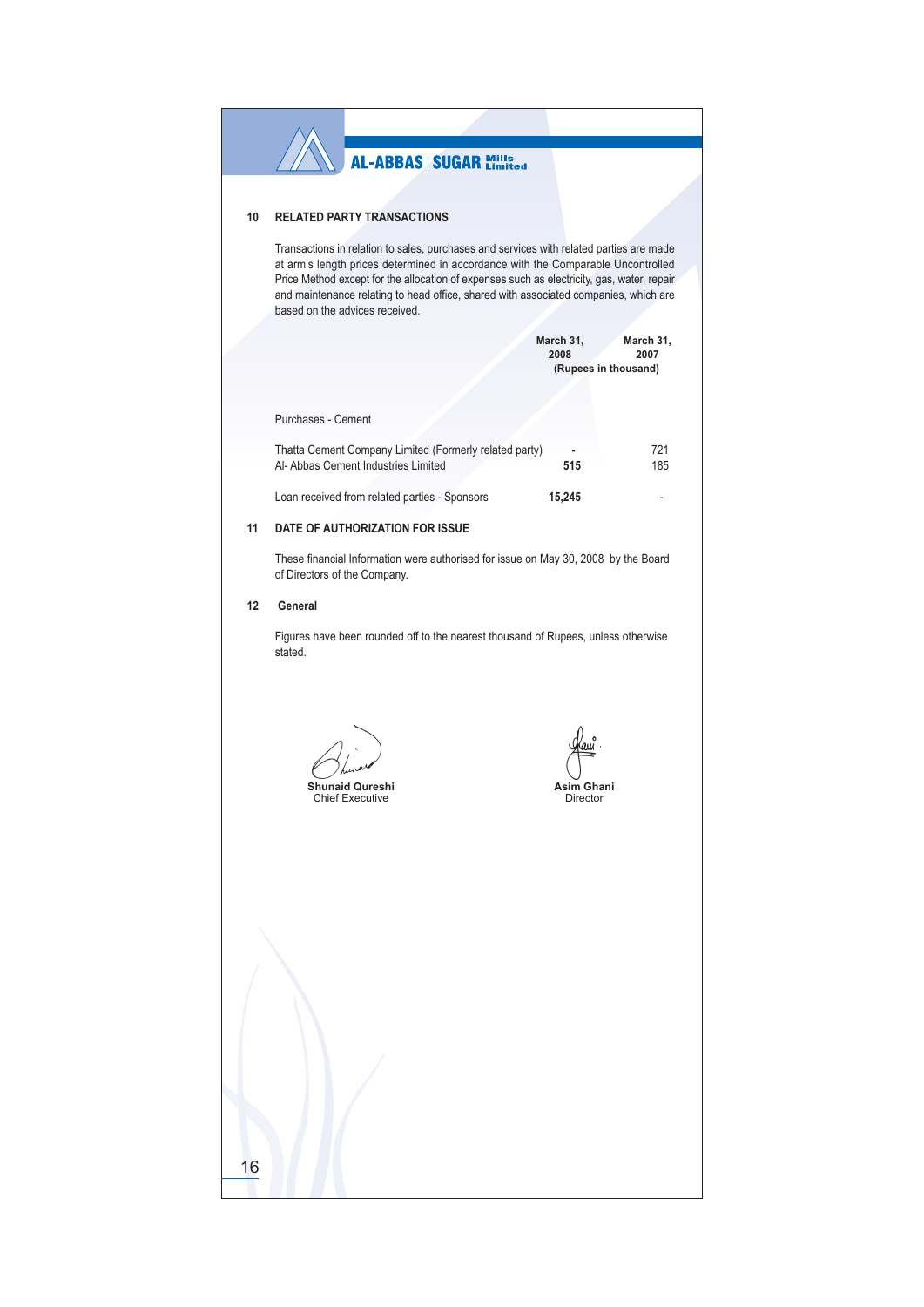## 10 RELATED PARTY TRANSACTIONS

Transactions in relation to sales, purchases and services with related parties are made at arm's length prices determined in accordance with the Comparable Uncontrolled Price Method except for the allocation of expenses such as electricity, gas, water, repair and maintenance relating to head office, shared with associated companies, which are based on the advices received.

| | March 31, 2008 | March 31, 2007 |
|---|---|---|
| | (Rupees in thousand) | |
| Purchases - Cement | | |
| Thatta Cement Company Limited (Formerly related party) | **-** | 721 |
| Al- Abbas Cement Industries Limited | **515** | 185 |
| Loan received from related parties - Sponsors | **15,245** | - |

## 11 DATE OF AUTHORIZATION FOR ISSUE

These financial Information were authorised for issue on May 30, 2008 by the Board of Directors of the Company.

## 12 General

Figures have been rounded off to the nearest thousand of Rupees, unless otherwise stated.

**Shunaid Qureshi**
Chief Executive

**Asim Ghani**
Director